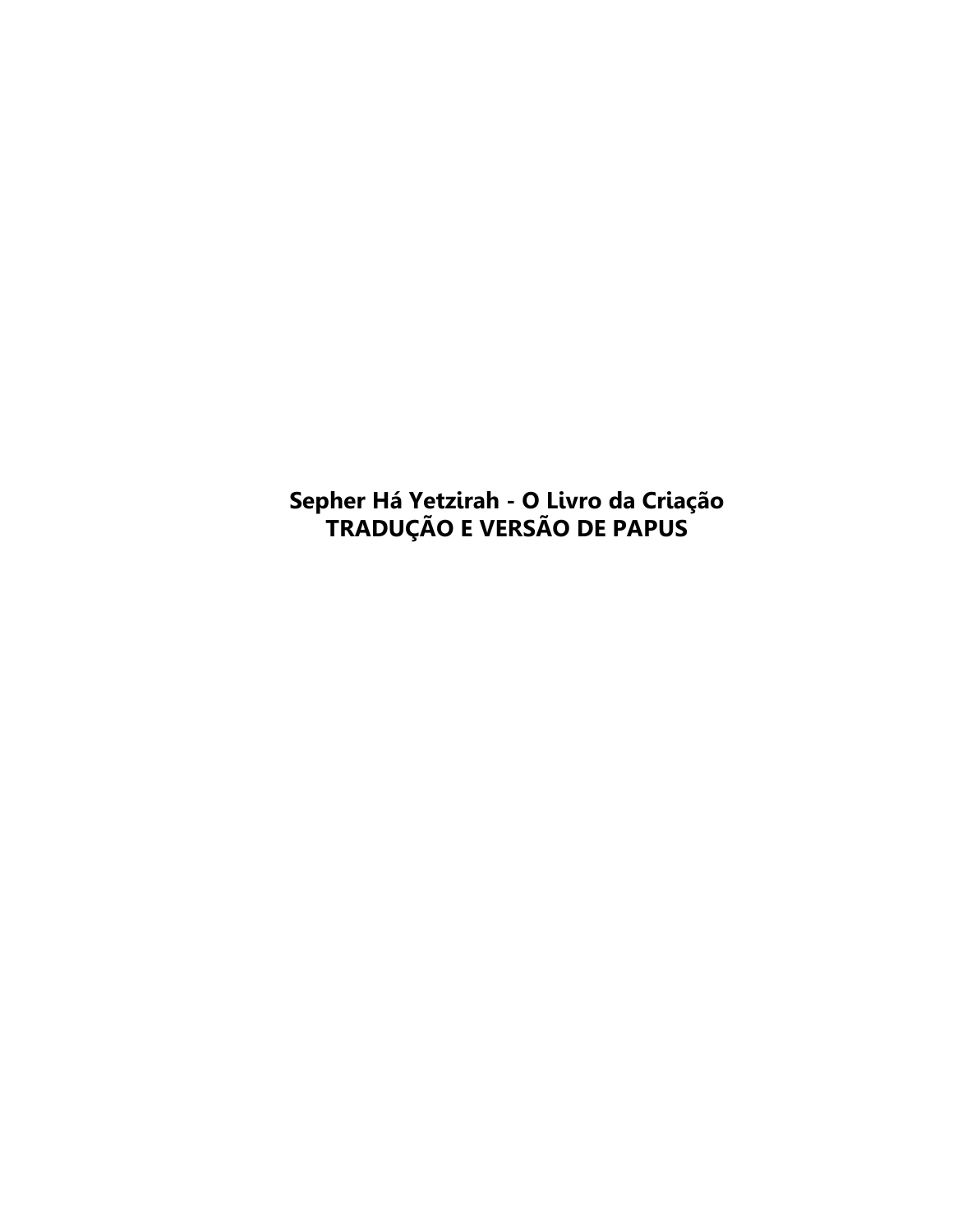# Sepher Há Yetzirah - O Livro da Criação
# TRADUÇÃO E VERSÃO DE PAPUS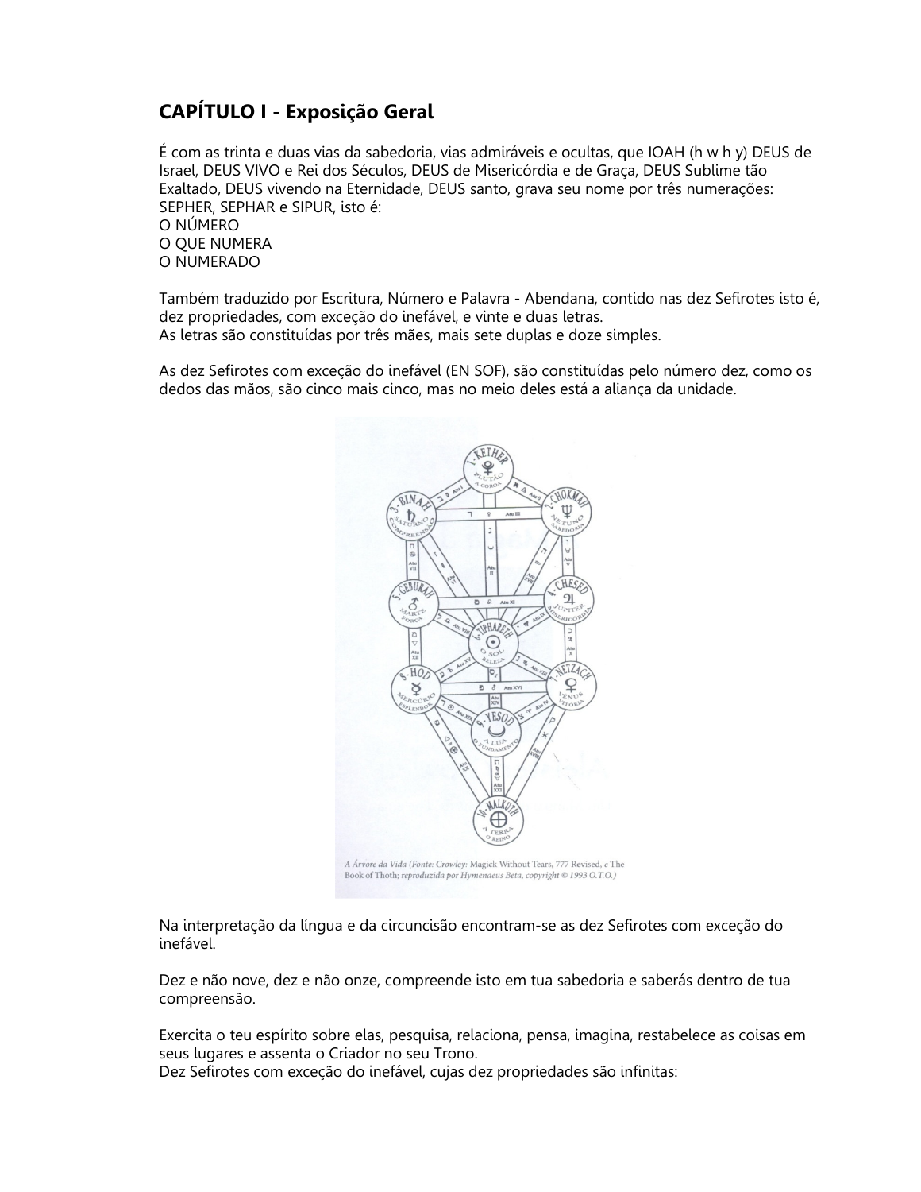# CAPÍTULO I - Exposição Geral

É com as trinta e duas vias da sabedoria, vias admiráveis e ocultas, que IOAH (h w h y) DEUS de Israel, DEUS VIVO e Rei dos Séculos, DEUS de Misericórdia e de Graça, DEUS Sublime tão Exaltado, DEUS vivendo na Eternidade, DEUS santo, grava seu nome por três numerações: SEPHER, SEPHAR e SIPUR, isto é:
O NÚMERO
O QUE NUMERA
O NUMERADO

Também traduzido por Escritura, Número e Palavra - Abendana, contido nas dez Sefirotes isto é, dez propriedades, com exceção do inefável, e vinte e duas letras.
As letras são constituídas por três mães, mais sete duplas e doze simples.

As dez Sefirotes com exceção do inefável (EN SOF), são constituídas pelo número dez, como os dedos das mãos, são cinco mais cinco, mas no meio deles está a aliança da unidade.

*A Árvore da Vida (Fonte: Crowley: Magick Without Tears, 777 Revised, e The Book of Thoth; reproduzida por Hymenaeus Beta, copyright © 1993 O.T.O.)*

Na interpretação da língua e da circuncisão encontram-se as dez Sefirotes com exceção do inefável.

Dez e não nove, dez e não onze, compreende isto em tua sabedoria e saberás dentro de tua compreensão.

Exercita o teu espírito sobre elas, pesquisa, relaciona, pensa, imagina, restabelece as coisas em seus lugares e assenta o Criador no seu Trono.
Dez Sefirotes com exceção do inefável, cujas dez propriedades são infinitas: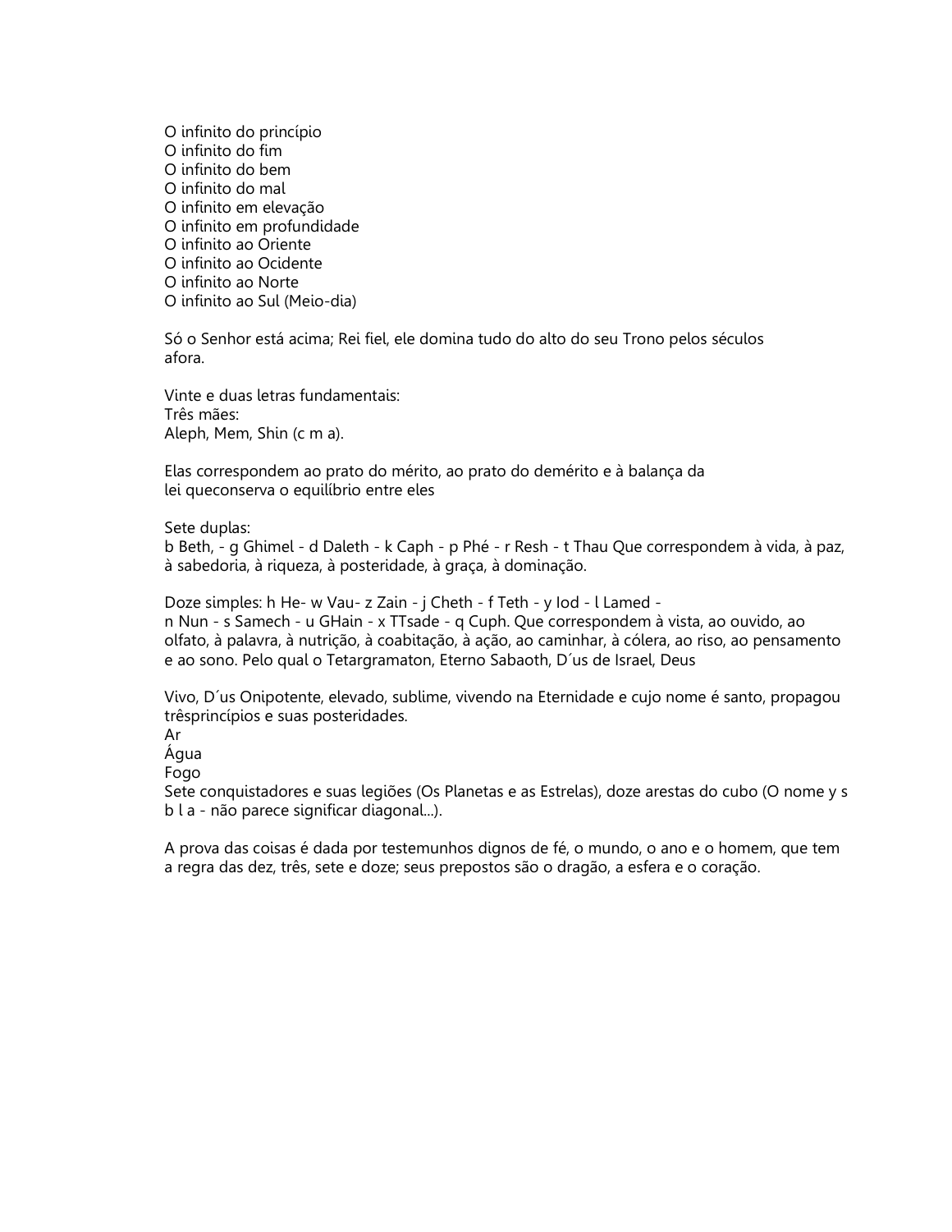O infinito do princípio
O infinito do fim
O infinito do bem
O infinito do mal
O infinito em elevação
O infinito em profundidade
O infinito ao Oriente
O infinito ao Ocidente
O infinito ao Norte
O infinito ao Sul (Meio-dia)

Só o Senhor está acima; Rei fiel, ele domina tudo do alto do seu Trono pelos séculos afora.

Vinte e duas letras fundamentais:
Três mães:
Aleph, Mem, Shin (c m a).

Elas correspondem ao prato do mérito, ao prato do demérito e à balança da lei queconserva o equilíbrio entre eles

Sete duplas:
b Beth, - g Ghimel - d Daleth - k Caph - p Phé - r Resh - t Thau Que correspondem à vida, à paz, à sabedoria, à riqueza, à posteridade, à graça, à dominação.

Doze simples: h He- w Vau- z Zain - j Cheth - f Teth - y Iod - l Lamed -
n Nun - s Samech - u GHain - x TTsade - q Cuph. Que correspondem à vista, ao ouvido, ao olfato, à palavra, à nutrição, à coabitação, à ação, ao caminhar, à cólera, ao riso, ao pensamento e ao sono. Pelo qual o Tetargramaton, Eterno Sabaoth, D´us de Israel, Deus

Vivo, D´us Onipotente, elevado, sublime, vivendo na Eternidade e cujo nome é santo, propagou trêsprincípios e suas posteridades.
Ar
Água
Fogo
Sete conquistadores e suas legiões (Os Planetas e as Estrelas), doze arestas do cubo (O nome y s b l a - não parece significar diagonal...).

A prova das coisas é dada por testemunhos dignos de fé, o mundo, o ano e o homem, que tem a regra das dez, três, sete e doze; seus prepostos são o dragão, a esfera e o coração.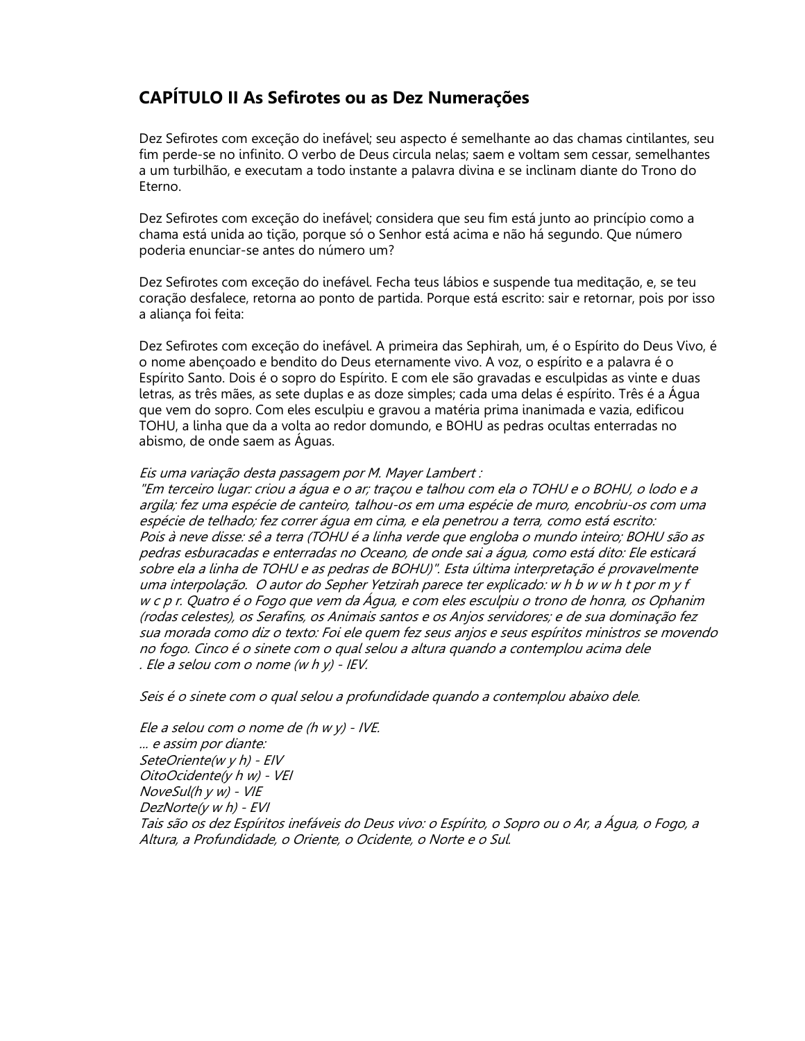## CAPÍTULO II As Sefirotes ou as Dez Numerações

Dez Sefirotes com exceção do inefável; seu aspecto é semelhante ao das chamas cintilantes, seu fim perde-se no infinito. O verbo de Deus circula nelas; saem e voltam sem cessar, semelhantes a um turbilhão, e executam a todo instante a palavra divina e se inclinam diante do Trono do Eterno.

Dez Sefirotes com exceção do inefável; considera que seu fim está junto ao princípio como a chama está unida ao tição, porque só o Senhor está acima e não há segundo. Que número poderia enunciar-se antes do número um?

Dez Sefirotes com exceção do inefável. Fecha teus lábios e suspende tua meditação, e, se teu coração desfalece, retorna ao ponto de partida. Porque está escrito: sair e retornar, pois por isso a aliança foi feita:

Dez Sefirotes com exceção do inefável. A primeira das Sephirah, um, é o Espírito do Deus Vivo, é o nome abençoado e bendito do Deus eternamente vivo. A voz, o espírito e a palavra é o Espírito Santo. Dois é o sopro do Espírito. E com ele são gravadas e esculpidas as vinte e duas letras, as três mães, as sete duplas e as doze simples; cada uma delas é espírito. Três é a Água que vem do sopro. Com eles esculpiu e gravou a matéria prima inanimada e vazia, edificou TOHU, a linha que da a volta ao redor domundo, e BOHU as pedras ocultas enterradas no abismo, de onde saem as Águas.

*Eis uma variação desta passagem por M. Mayer Lambert :*
*"Em terceiro lugar: criou a água e o ar; traçou e talhou com ela o TOHU e o BOHU, o lodo e a argila; fez uma espécie de canteiro, talhou-os em uma espécie de muro, encobriu-os com uma espécie de telhado; fez correr água em cima, e ela penetrou a terra, como está escrito:*
*Pois à neve disse: sê a terra (TOHU é a linha verde que engloba o mundo inteiro; BOHU são as pedras esburacadas e enterradas no Oceano, de onde sai a água, como está dito: Ele esticará sobre ela a linha de TOHU e as pedras de BOHU)". Esta última interpretação é provavelmente uma interpolação. O autor do Sepher Yetzirah parece ter explicado: w h b w w h t por m y f w c p r. Quatro é o Fogo que vem da Água, e com eles esculpiu o trono de honra, os Ophanim (rodas celestes), os Serafins, os Animais santos e os Anjos servidores; e de sua dominação fez sua morada como diz o texto: Foi ele quem fez seus anjos e seus espíritos ministros se movendo no fogo. Cinco é o sinete com o qual selou a altura quando a contemplou acima dele*
*. Ele a selou com o nome (w h y) - IEV.*

*Seis é o sinete com o qual selou a profundidade quando a contemplou abaixo dele.*

*Ele a selou com o nome de (h w y) - IVE.*
*... e assim por diante:*
*SeteOriente(w y h) - EIV*
*OitoOcidente(y h w) - VEI*
*NoveSul(h y w) - VIE*
*DezNorte(y w h) - EVI*
*Tais são os dez Espíritos inefáveis do Deus vivo: o Espírito, o Sopro ou o Ar, a Água, o Fogo, a Altura, a Profundidade, o Oriente, o Ocidente, o Norte e o Sul.*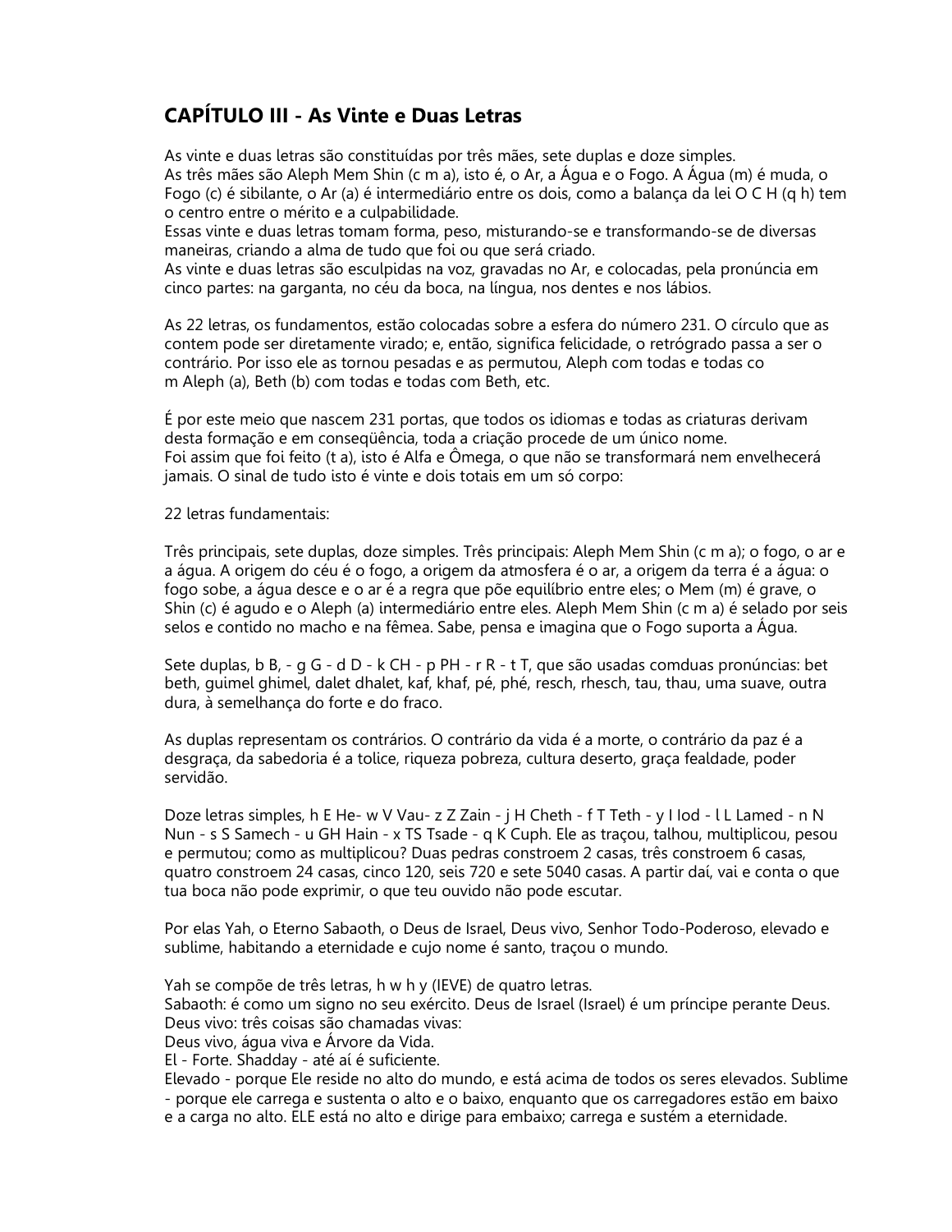## CAPÍTULO III - As Vinte e Duas Letras

As vinte e duas letras são constituídas por três mães, sete duplas e doze simples.
As três mães são Aleph Mem Shin (c m a), isto é, o Ar, a Água e o Fogo. A Água (m) é muda, o Fogo (c) é sibilante, o Ar (a) é intermediário entre os dois, como a balança da lei O C H (q h) tem o centro entre o mérito e a culpabilidade.
Essas vinte e duas letras tomam forma, peso, misturando-se e transformando-se de diversas maneiras, criando a alma de tudo que foi ou que será criado.
As vinte e duas letras são esculpidas na voz, gravadas no Ar, e colocadas, pela pronúncia em cinco partes: na garganta, no céu da boca, na língua, nos dentes e nos lábios.

As 22 letras, os fundamentos, estão colocadas sobre a esfera do número 231. O círculo que as contem pode ser diretamente virado; e, então, significa felicidade, o retrógrado passa a ser o contrário. Por isso ele as tornou pesadas e as permutou, Aleph com todas e todas co
m Aleph (a), Beth (b) com todas e todas com Beth, etc.

É por este meio que nascem 231 portas, que todos os idiomas e todas as criaturas derivam desta formação e em conseqüência, toda a criação procede de um único nome.
Foi assim que foi feito (t a), isto é Alfa e Ômega, o que não se transformará nem envelhecerá jamais. O sinal de tudo isto é vinte e dois totais em um só corpo:

22 letras fundamentais:

Três principais, sete duplas, doze simples. Três principais: Aleph Mem Shin (c m a); o fogo, o ar e a água. A origem do céu é o fogo, a origem da atmosfera é o ar, a origem da terra é a água: o fogo sobe, a água desce e o ar é a regra que põe equilíbrio entre eles; o Mem (m) é grave, o Shin (c) é agudo e o Aleph (a) intermediário entre eles. Aleph Mem Shin (c m a) é selado por seis selos e contido no macho e na fêmea. Sabe, pensa e imagina que o Fogo suporta a Água.

Sete duplas, b B, - g G - d D - k CH - p PH - r R - t T, que são usadas comduas pronúncias: bet beth, guimel ghimel, dalet dhalet, kaf, khaf, pé, phé, resch, rhesch, tau, thau, uma suave, outra dura, à semelhança do forte e do fraco.

As duplas representam os contrários. O contrário da vida é a morte, o contrário da paz é a desgraça, da sabedoria é a tolice, riqueza pobreza, cultura deserto, graça fealdade, poder servidão.

Doze letras simples, h E He- w V Vau- z Z Zain - j H Cheth - f T Teth - y I Iod - l L Lamed - n N Nun - s S Samech - u GH Hain - x TS Tsade - q K Cuph. Ele as traçou, talhou, multiplicou, pesou e permutou; como as multiplicou? Duas pedras constroem 2 casas, três constroem 6 casas, quatro constroem 24 casas, cinco 120, seis 720 e sete 5040 casas. A partir daí, vai e conta o que tua boca não pode exprimir, o que teu ouvido não pode escutar.

Por elas Yah, o Eterno Sabaoth, o Deus de Israel, Deus vivo, Senhor Todo-Poderoso, elevado e sublime, habitando a eternidade e cujo nome é santo, traçou o mundo.

Yah se compõe de três letras, h w h y (IEVE) de quatro letras.
Sabaoth: é como um signo no seu exército. Deus de Israel (Israel) é um príncipe perante Deus.
Deus vivo: três coisas são chamadas vivas:
Deus vivo, água viva e Árvore da Vida.
El - Forte. Shadday - até aí é suficiente.
Elevado - porque Ele reside no alto do mundo, e está acima de todos os seres elevados. Sublime - porque ele carrega e sustenta o alto e o baixo, enquanto que os carregadores estão em baixo e a carga no alto. ELE está no alto e dirige para embaixo; carrega e sustém a eternidade.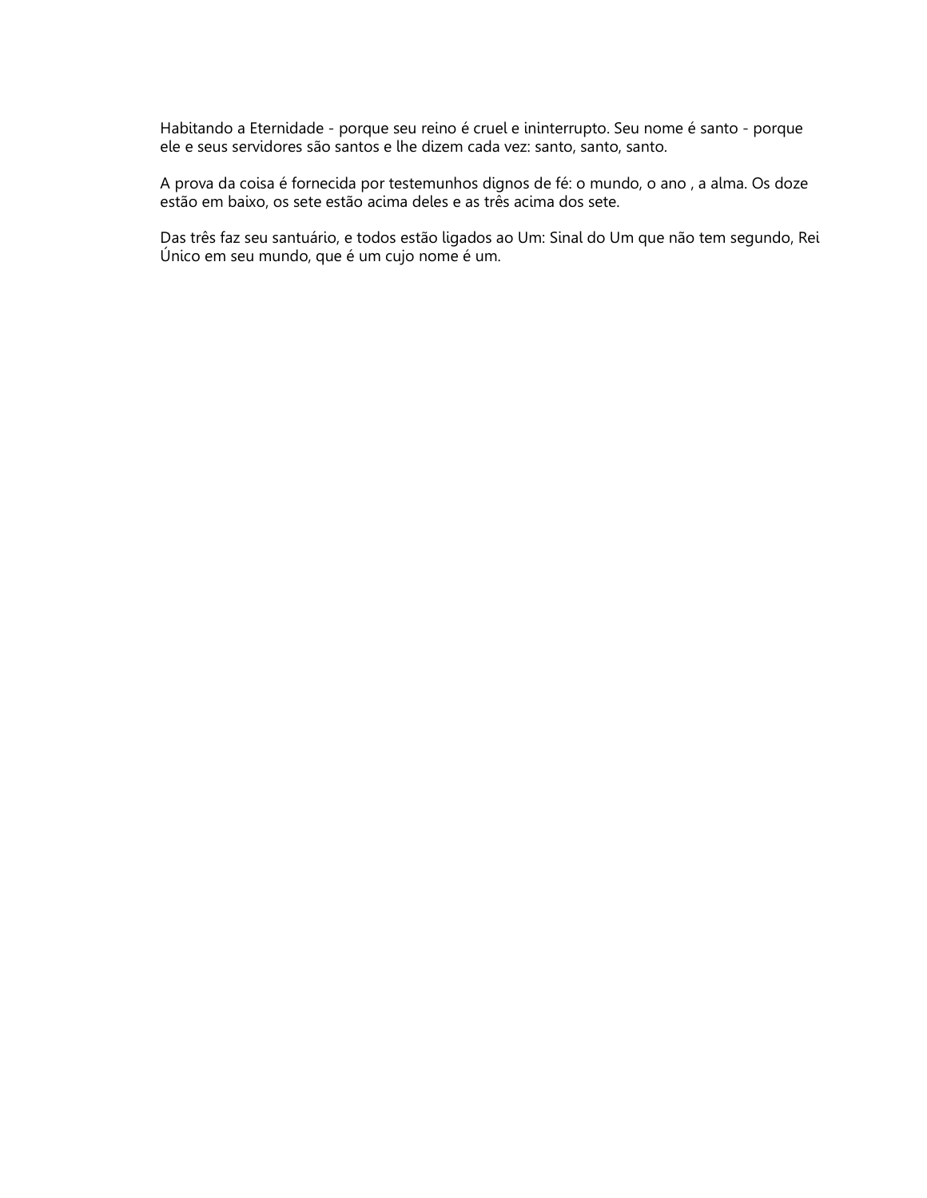Habitando a Eternidade - porque seu reino é cruel e ininterrupto. Seu nome é santo - porque ele e seus servidores são santos e lhe dizem cada vez: santo, santo, santo.

A prova da coisa é fornecida por testemunhos dignos de fé: o mundo, o ano , a alma. Os doze estão em baixo, os sete estão acima deles e as três acima dos sete.

Das três faz seu santuário, e todos estão ligados ao Um: Sinal do Um que não tem segundo, Rei Único em seu mundo, que é um cujo nome é um.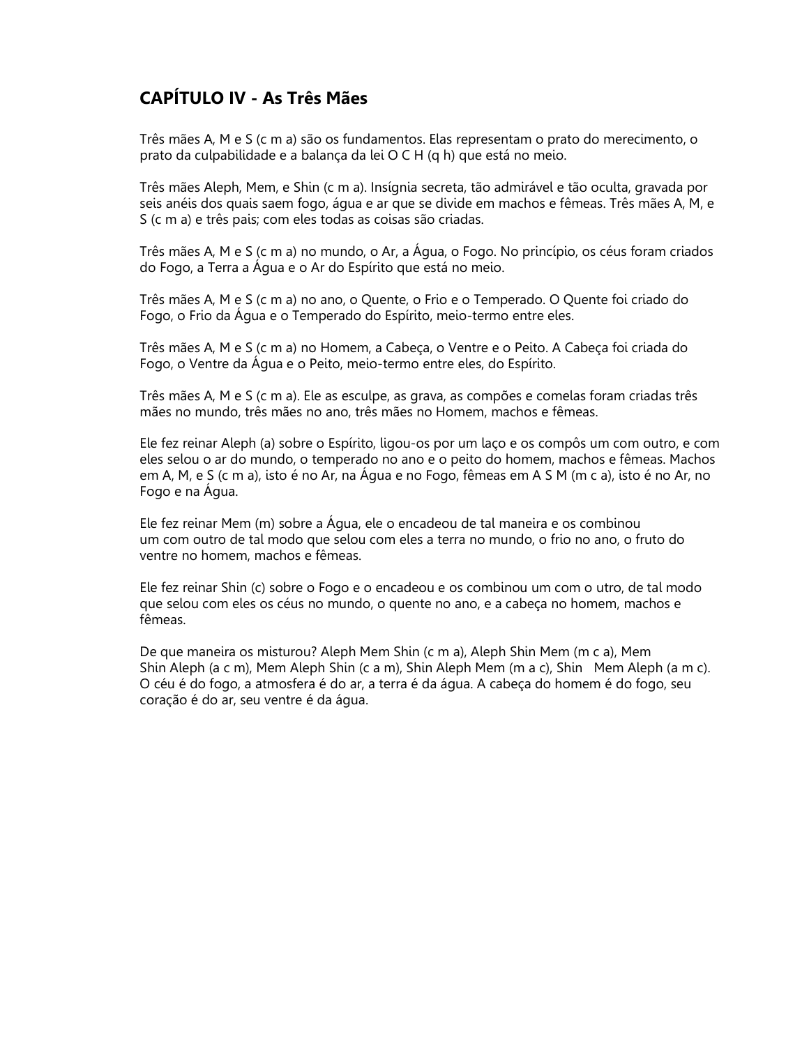## CAPÍTULO IV - As Três Mães

Três mães A, M e S (c m a) são os fundamentos. Elas representam o prato do merecimento, o prato da culpabilidade e a balança da lei O C H (q h) que está no meio.

Três mães Aleph, Mem, e Shin (c m a). Insígnia secreta, tão admirável e tão oculta, gravada por seis anéis dos quais saem fogo, água e ar que se divide em machos e fêmeas. Três mães A, M, e S (c m a) e três pais; com eles todas as coisas são criadas.

Três mães A, M e S (c m a) no mundo, o Ar, a Água, o Fogo. No princípio, os céus foram criados do Fogo, a Terra a Água e o Ar do Espírito que está no meio.

Três mães A, M e S (c m a) no ano, o Quente, o Frio e o Temperado. O Quente foi criado do Fogo, o Frio da Água e o Temperado do Espírito, meio-termo entre eles.

Três mães A, M e S (c m a) no Homem, a Cabeça, o Ventre e o Peito. A Cabeça foi criada do Fogo, o Ventre da Água e o Peito, meio-termo entre eles, do Espírito.

Três mães A, M e S (c m a). Ele as esculpe, as grava, as compões e comelas foram criadas três mães no mundo, três mães no ano, três mães no Homem, machos e fêmeas.

Ele fez reinar Aleph (a) sobre o Espírito, ligou-os por um laço e os compôs um com outro, e com eles selou o ar do mundo, o temperado no ano e o peito do homem, machos e fêmeas. Machos em A, M, e S (c m a), isto é no Ar, na Água e no Fogo, fêmeas em A S M (m c a), isto é no Ar, no Fogo e na Água.

Ele fez reinar Mem (m) sobre a Água, ele o encadeou de tal maneira e os combinou um com outro de tal modo que selou com eles a terra no mundo, o frio no ano, o fruto do ventre no homem, machos e fêmeas.

Ele fez reinar Shin (c) sobre o Fogo e o encadeou e os combinou um com o utro, de tal modo que selou com eles os céus no mundo, o quente no ano, e a cabeça no homem, machos e fêmeas.

De que maneira os misturou? Aleph Mem Shin (c m a), Aleph Shin Mem (m c a), Mem Shin Aleph (a c m), Mem Aleph Shin (c a m), Shin Aleph Mem (m a c), Shin Mem Aleph (a m c). O céu é do fogo, a atmosfera é do ar, a terra é da água. A cabeça do homem é do fogo, seu coração é do ar, seu ventre é da água.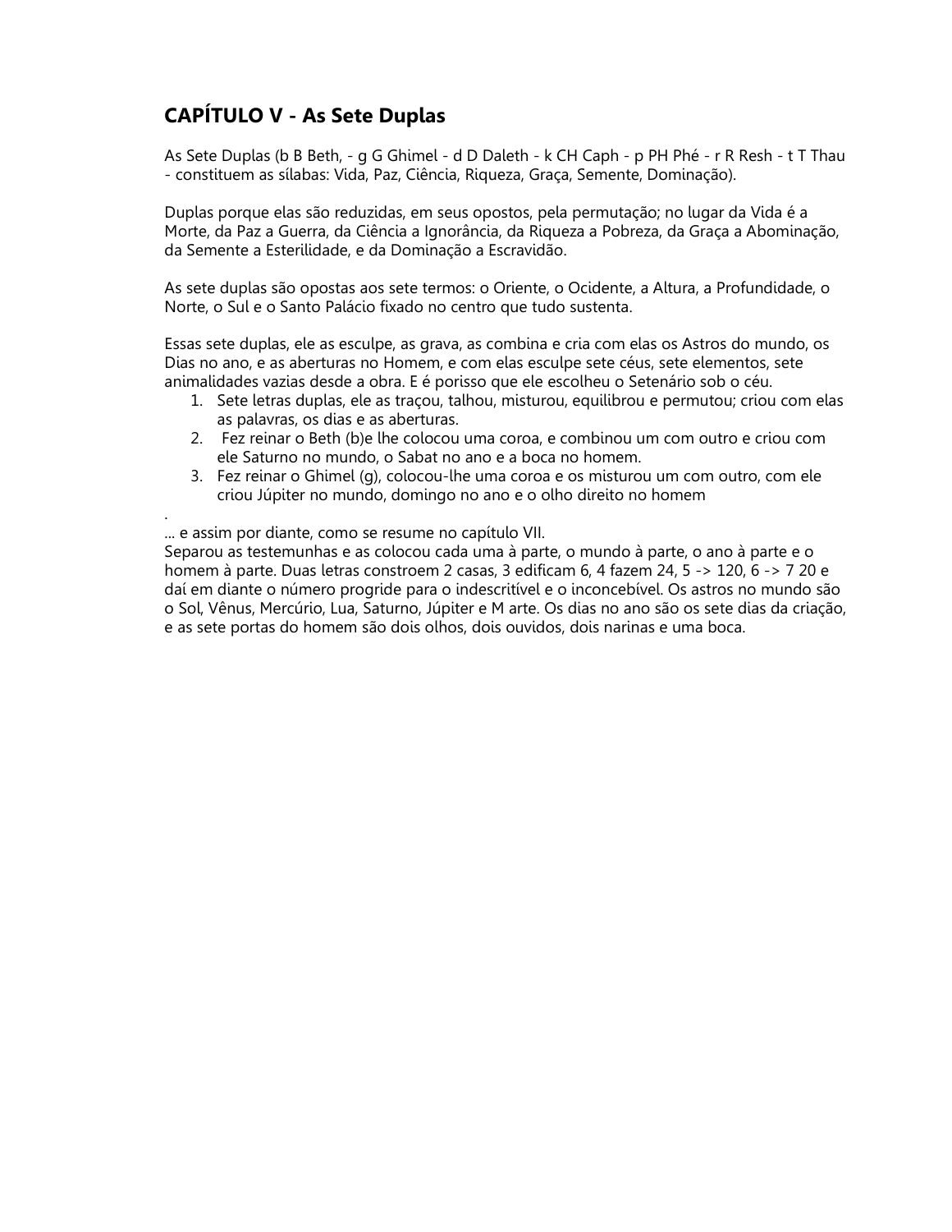## CAPÍTULO V - As Sete Duplas

As Sete Duplas (b B Beth, - g G Ghimel - d D Daleth - k CH Caph - p PH Phé - r R Resh - t T Thau - constituem as sílabas: Vida, Paz, Ciência, Riqueza, Graça, Semente, Dominação).

Duplas porque elas são reduzidas, em seus opostos, pela permutação; no lugar da Vida é a Morte, da Paz a Guerra, da Ciência a Ignorância, da Riqueza a Pobreza, da Graça a Abominação, da Semente a Esterilidade, e da Dominação a Escravidão.

As sete duplas são opostas aos sete termos: o Oriente, o Ocidente, a Altura, a Profundidade, o Norte, o Sul e o Santo Palácio fixado no centro que tudo sustenta.

Essas sete duplas, ele as esculpe, as grava, as combina e cria com elas os Astros do mundo, os Dias no ano, e as aberturas no Homem, e com elas esculpe sete céus, sete elementos, sete animalidades vazias desde a obra. E é porisso que ele escolheu o Setenário sob o céu.

1. Sete letras duplas, ele as traçou, talhou, misturou, equilibrou e permutou; criou com elas as palavras, os dias e as aberturas.
2. Fez reinar o Beth (b)e lhe colocou uma coroa, e combinou um com outro e criou com ele Saturno no mundo, o Sabat no ano e a boca no homem.
3. Fez reinar o Ghimel (g), colocou-lhe uma coroa e os misturou um com outro, com ele criou Júpiter no mundo, domingo no ano e o olho direito no homem

.
... e assim por diante, como se resume no capítulo VII.
Separou as testemunhas e as colocou cada uma à parte, o mundo à parte, o ano à parte e o homem à parte. Duas letras constroem 2 casas, 3 edificam 6, 4 fazem 24, 5 -> 120, 6 -> 7 20 e daí em diante o número progride para o indescritível e o inconcebível. Os astros no mundo são o Sol, Vênus, Mercúrio, Lua, Saturno, Júpiter e M arte. Os dias no ano são os sete dias da criação, e as sete portas do homem são dois olhos, dois ouvidos, dois narinas e uma boca.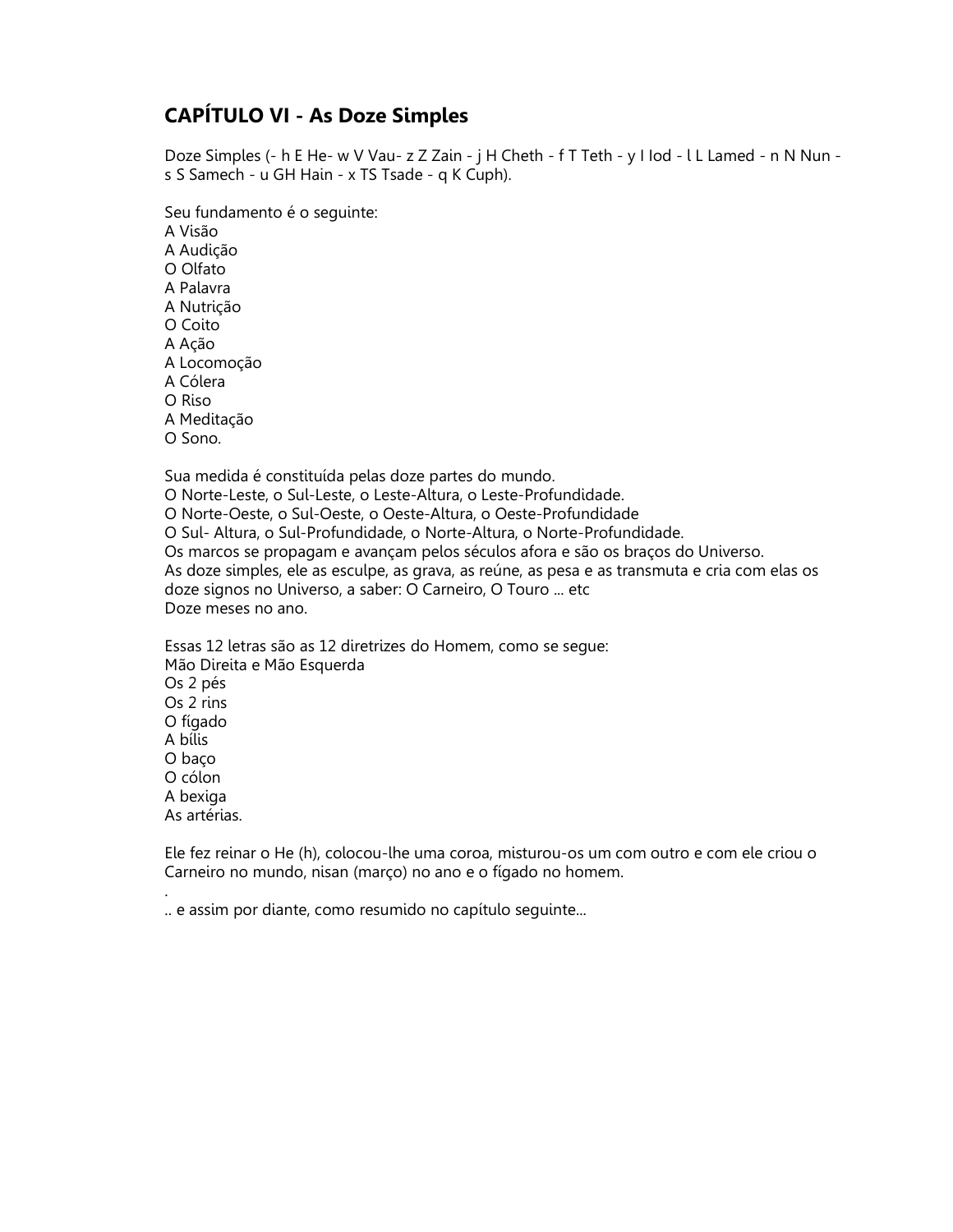## CAPÍTULO VI - As Doze Simples

Doze Simples (- h E He- w V Vau- z Z Zain - j H Cheth - f T Teth - y I Iod - l L Lamed - n N Nun - s S Samech - u GH Hain - x TS Tsade - q K Cuph).

Seu fundamento é o seguinte:
A Visão
A Audição
O Olfato
A Palavra
A Nutrição
O Coito
A Ação
A Locomoção
A Cólera
O Riso
A Meditação
O Sono.

Sua medida é constituída pelas doze partes do mundo.
O Norte-Leste, o Sul-Leste, o Leste-Altura, o Leste-Profundidade.
O Norte-Oeste, o Sul-Oeste, o Oeste-Altura, o Oeste-Profundidade
O Sul- Altura, o Sul-Profundidade, o Norte-Altura, o Norte-Profundidade.
Os marcos se propagam e avançam pelos séculos afora e são os braços do Universo.
As doze simples, ele as esculpe, as grava, as reúne, as pesa e as transmuta e cria com elas os doze signos no Universo, a saber: O Carneiro, O Touro ... etc
Doze meses no ano.

Essas 12 letras são as 12 diretrizes do Homem, como se segue:
Mão Direita e Mão Esquerda
Os 2 pés
Os 2 rins
O fígado
A bílis
O baço
O cólon
A bexiga
As artérias.

Ele fez reinar o He (h), colocou-lhe uma coroa, misturou-os um com outro e com ele criou o Carneiro no mundo, nisan (março) no ano e o fígado no homem.
.
.. e assim por diante, como resumido no capítulo seguinte...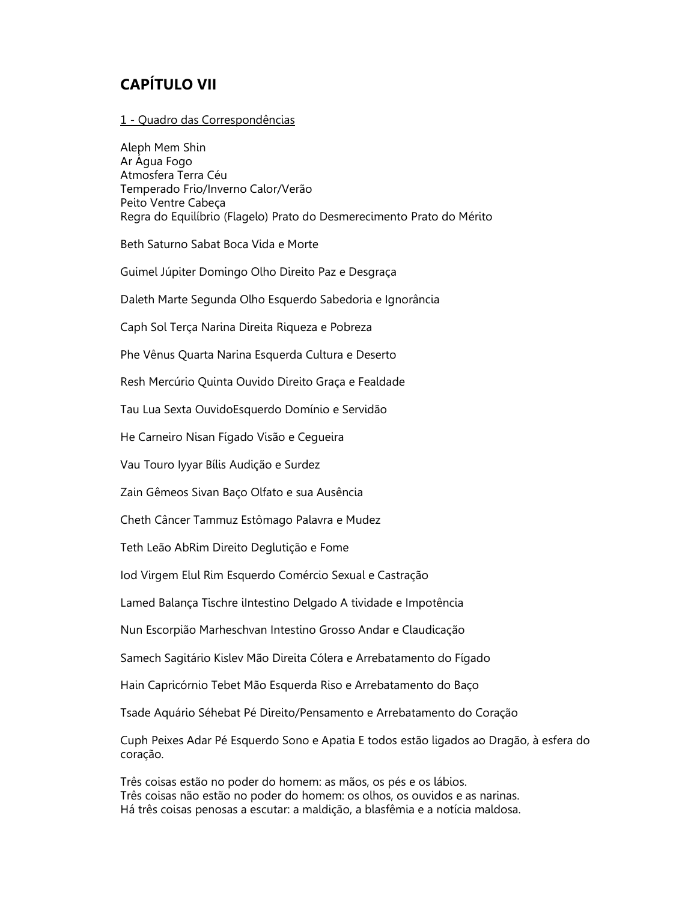## CAPÍTULO VII

1 - Quadro das Correspondências

Aleph Mem Shin
Ar Água Fogo
Atmosfera Terra Céu
Temperado Frio/Inverno Calor/Verão
Peito Ventre Cabeça
Regra do Equilíbrio (Flagelo) Prato do Desmerecimento Prato do Mérito

Beth Saturno Sabat Boca Vida e Morte

Guimel Júpiter Domingo Olho Direito Paz e Desgraça

Daleth Marte Segunda Olho Esquerdo Sabedoria e Ignorância

Caph Sol Terça Narina Direita Riqueza e Pobreza

Phe Vênus Quarta Narina Esquerda Cultura e Deserto

Resh Mercúrio Quinta Ouvido Direito Graça e Fealdade

Tau Lua Sexta OuvidoEsquerdo Domínio e Servidão

He Carneiro Nisan Fígado Visão e Cegueira

Vau Touro Iyyar Bílis Audição e Surdez

Zain Gêmeos Sivan Baço Olfato e sua Ausência

Cheth Câncer Tammuz Estômago Palavra e Mudez

Teth Leão AbRim Direito Deglutição e Fome

Iod Virgem Elul Rim Esquerdo Comércio Sexual e Castração

Lamed Balança Tischre iIntestino Delgado A tividade e Impotência

Nun Escorpião Marheschvan Intestino Grosso Andar e Claudicação

Samech Sagitário Kislev Mão Direita Cólera e Arrebatamento do Fígado

Hain Capricórnio Tebet Mão Esquerda Riso e Arrebatamento do Baço

Tsade Aquário Séhebat Pé Direito/Pensamento e Arrebatamento do Coração

Cuph Peixes Adar Pé Esquerdo Sono e Apatia E todos estão ligados ao Dragão, à esfera do coração.

Três coisas estão no poder do homem: as mãos, os pés e os lábios.
Três coisas não estão no poder do homem: os olhos, os ouvidos e as narinas.
Há três coisas penosas a escutar: a maldição, a blasfêmia e a notícia maldosa.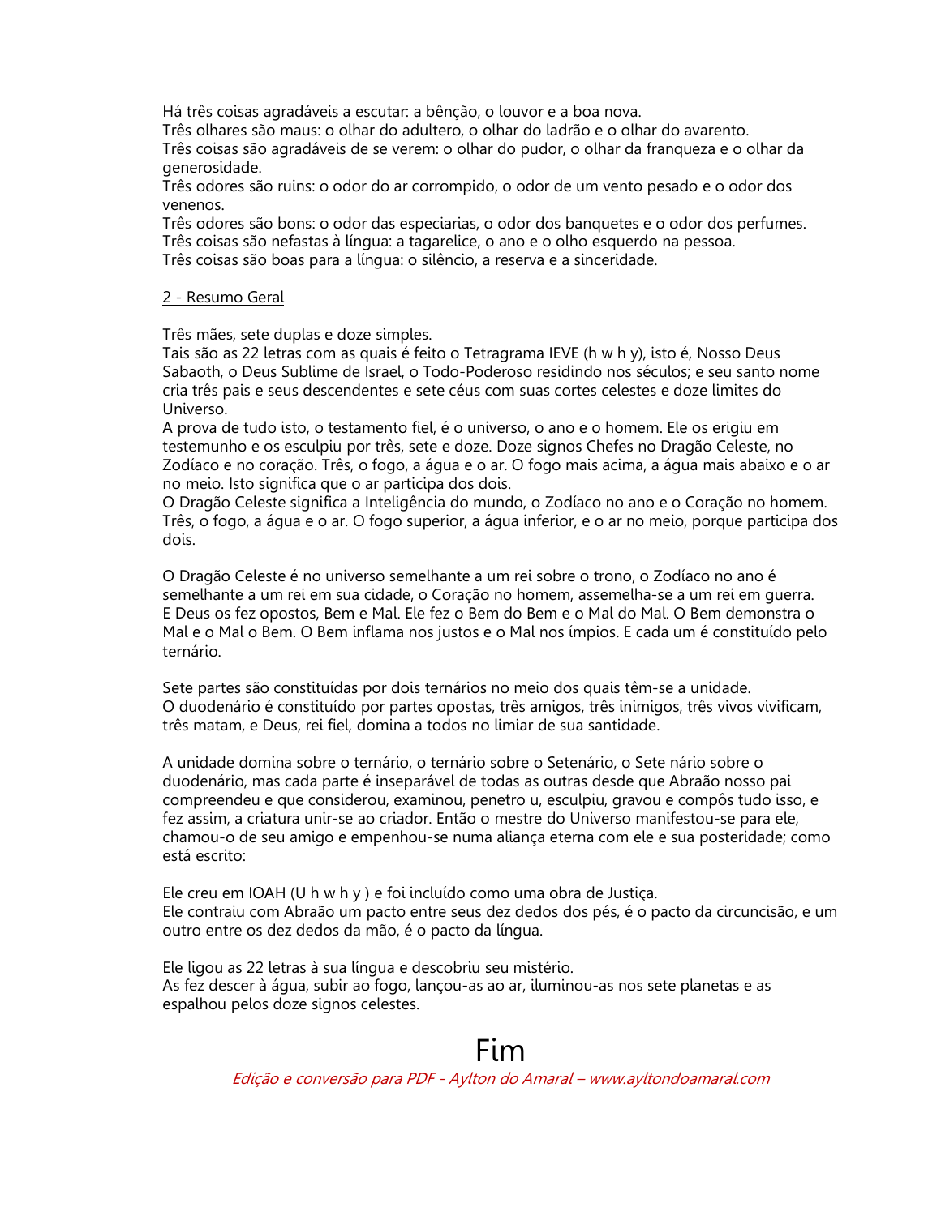Há três coisas agradáveis a escutar: a bênção, o louvor e a boa nova.
Três olhares são maus: o olhar do adultero, o olhar do ladrão e o olhar do avarento.
Três coisas são agradáveis de se verem: o olhar do pudor, o olhar da franqueza e o olhar da generosidade.
Três odores são ruins: o odor do ar corrompido, o odor de um vento pesado e o odor dos venenos.
Três odores são bons: o odor das especiarias, o odor dos banquetes e o odor dos perfumes.
Três coisas são nefastas à língua: a tagarelice, o ano e o olho esquerdo na pessoa.
Três coisas são boas para a língua: o silêncio, a reserva e a sinceridade.

## 2 - Resumo Geral

Três mães, sete duplas e doze simples.
Tais são as 22 letras com as quais é feito o Tetragrama IEVE (h w h y), isto é, Nosso Deus Sabaoth, o Deus Sublime de Israel, o Todo-Poderoso residindo nos séculos; e seu santo nome cria três pais e seus descendentes e sete céus com suas cortes celestes e doze limites do Universo.
A prova de tudo isto, o testamento fiel, é o universo, o ano e o homem. Ele os erigiu em testemunho e os esculpiu por três, sete e doze. Doze signos Chefes no Dragão Celeste, no Zodíaco e no coração. Três, o fogo, a água e o ar. O fogo mais acima, a água mais abaixo e o ar no meio. Isto significa que o ar participa dos dois.
O Dragão Celeste significa a Inteligência do mundo, o Zodíaco no ano e o Coração no homem. Três, o fogo, a água e o ar. O fogo superior, a água inferior, e o ar no meio, porque participa dos dois.

O Dragão Celeste é no universo semelhante a um rei sobre o trono, o Zodíaco no ano é semelhante a um rei em sua cidade, o Coração no homem, assemelha-se a um rei em guerra. E Deus os fez opostos, Bem e Mal. Ele fez o Bem do Bem e o Mal do Mal. O Bem demonstra o Mal e o Mal o Bem. O Bem inflama nos justos e o Mal nos ímpios. E cada um é constituído pelo ternário.

Sete partes são constituídas por dois ternários no meio dos quais têm-se a unidade.
O duodenário é constituído por partes opostas, três amigos, três inimigos, três vivos vivificam, três matam, e Deus, rei fiel, domina a todos no limiar de sua santidade.

A unidade domina sobre o ternário, o ternário sobre o Setenário, o Sete nário sobre o duodenário, mas cada parte é inseparável de todas as outras desde que Abraão nosso pai compreendeu e que considerou, examinou, penetro u, esculpiu, gravou e compôs tudo isso, e fez assim, a criatura unir-se ao criador. Então o mestre do Universo manifestou-se para ele, chamou-o de seu amigo e empenhou-se numa aliança eterna com ele e sua posteridade; como está escrito:

Ele creu em IOAH (U h w h y ) e foi incluído como uma obra de Justiça.
Ele contraiu com Abraão um pacto entre seus dez dedos dos pés, é o pacto da circuncisão, e um outro entre os dez dedos da mão, é o pacto da língua.

Ele ligou as 22 letras à sua língua e descobriu seu mistério.
As fez descer à água, subir ao fogo, lançou-as ao ar, iluminou-as nos sete planetas e as espalhou pelos doze signos celestes.

# Fim

*Edição e conversão para PDF - Aylton do Amaral – www.ayltondoamaral.com*